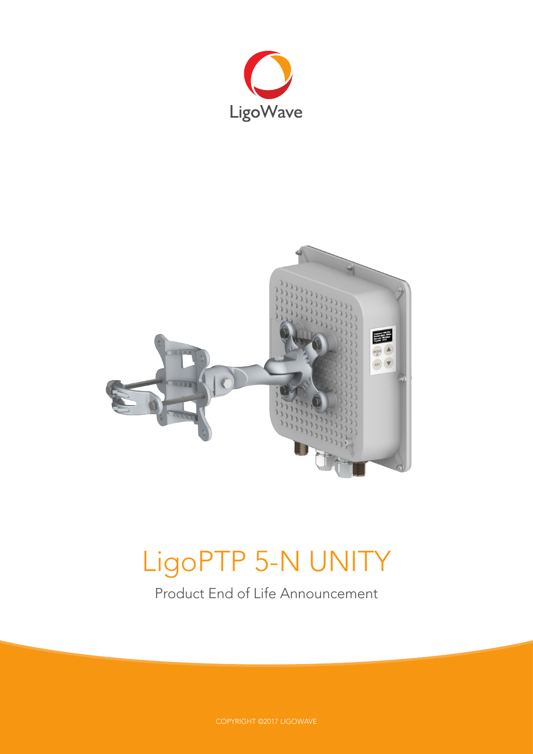LigoWave

# LigoPTP 5-N UNITY

Product End of Life Announcement

COPYRIGHT ©2017 LIGOWAVE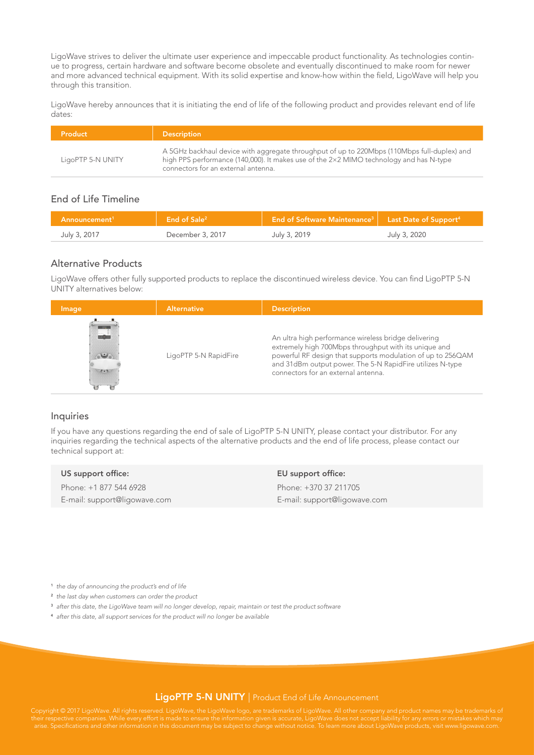LigoWave strives to deliver the ultimate user experience and impeccable product functionality. As technologies continue to progress, certain hardware and software become obsolete and eventually discontinued to make room for newer and more advanced technical equipment. With its solid expertise and know-how within the field, LigoWave will help you through this transition.

LigoWave hereby announces that it is initiating the end of life of the following product and provides relevant end of life dates:

| Product | Description |
|---|---|
| LigoPTP 5-N UNITY | A 5GHz backhaul device with aggregate throughput of up to 220Mbps (110Mbps full-duplex) and high PPS performance (140,000). It makes use of the 2×2 MIMO technology and has N-type connectors for an external antenna. |

## End of Life Timeline

| Announcement[1] | End of Sale[2] | End of Software Maintenance[3] | Last Date of Support[4] |
|---|---|---|---|
| July 3, 2017 | December 3, 2017 | July 3, 2019 | July 3, 2020 |

## Alternative Products

LigoWave offers other fully supported products to replace the discontinued wireless device. You can find LigoPTP 5-N UNITY alternatives below:

| Image | Alternative | Description |
|---|---|---|
| | LigoPTP 5-N RapidFire | An ultra high performance wireless bridge delivering extremely high 700Mbps throughput with its unique and powerful RF design that supports modulation of up to 256QAM and 31dBm output power. The 5-N RapidFire utilizes N-type connectors for an external antenna. |

## Inquiries

If you have any questions regarding the end of sale of LigoPTP 5-N UNITY, please contact your distributor. For any inquiries regarding the technical aspects of the alternative products and the end of life process, please contact our technical support at:

**US support office:**
Phone: +1 877 544 6928
E-mail: support@ligowave.com

**EU support office:**
Phone: +370 37 211705
E-mail: support@ligowave.com

[1] *the day of announcing the product's end of life*
[2] *the last day when customers can order the product*
[3] *after this date, the LigoWave team will no longer develop, repair, maintain or test the product software*
[4] *after this date, all support services for the product will no longer be available*

**LigoPTP 5-N UNITY** | Product End of Life Announcement

Copyright © 2017 LigoWave. All rights reserved. LigoWave, the LigoWave logo, are trademarks of LigoWave. All other company and product names may be trademarks of their respective companies. While every effort is made to ensure the information given is accurate, LigoWave does not accept liability for any errors or mistakes which may arise. Specifications and other information in this document may be subject to change without notice. To learn more about LigoWave products, visit www.ligowave.com.